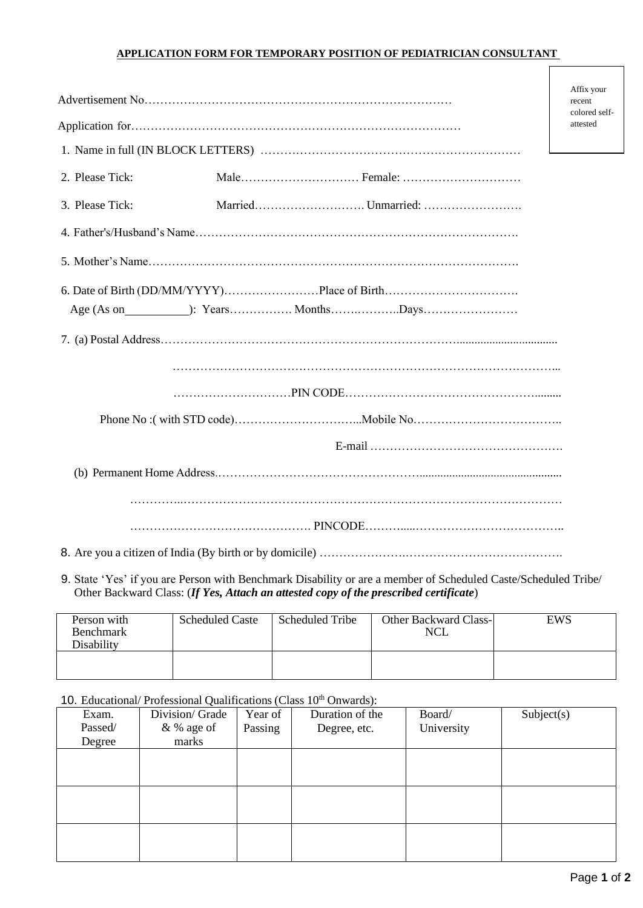**APPLICATION FORM FOR TEMPORARY POSITION OF PEDIATRICIAN CONSULTANT**

Affix your recent colored self-attested

Advertisement No……………………………………………………………………

Application for………………………………………………………………………

1. Name in full (IN BLOCK LETTERS) …………………………………………………………

2. Please Tick: Male………………………… Female: …………………………

3. Please Tick: Married………………………. Unmarried: …………………….

4. Father's/Husband's Name……………………………………………………………………….

5. Mother's Name………………………………………………………………………………….

6. Date of Birth (DD/MM/YYYY)……………………Place of Birth…………………………….

   Age (As on__________): Years……………. Months…….………..Days……………………

7. (a) Postal Address………………………………………………………………...................................

   ……………………………………………………………………………………..

   …………………………PIN CODE……………………………………………........

   Phone No :( with STD code)…………………………...Mobile No.………………………………..

   E-mail …………………………………………

   (b) Permanent Home Address.………………………………………….............................................

   …………..……………………………………………………………………………………

   ………………………………………. PINCODE………....………………………………..

8. Are you a citizen of India (By birth or by domicile) ………………….………………………………….

9. State 'Yes' if you are Person with Benchmark Disability or are a member of Scheduled Caste/Scheduled Tribe/ Other Backward Class: (***If Yes, Attach an attested copy of the prescribed certificate***)

| Person with Benchmark Disability | Scheduled Caste | Scheduled Tribe | Other Backward Class-NCL | EWS |
|---|---|---|---|---|
| | | | | |

10. Educational/ Professional Qualifications (Class 10th Onwards):

| Exam. Passed/ Degree | Division/ Grade & % age of marks | Year of Passing | Duration of the Degree, etc. | Board/ University | Subject(s) |
|---|---|---|---|---|---|
| | | | | | |
| | | | | | |
| | | | | | |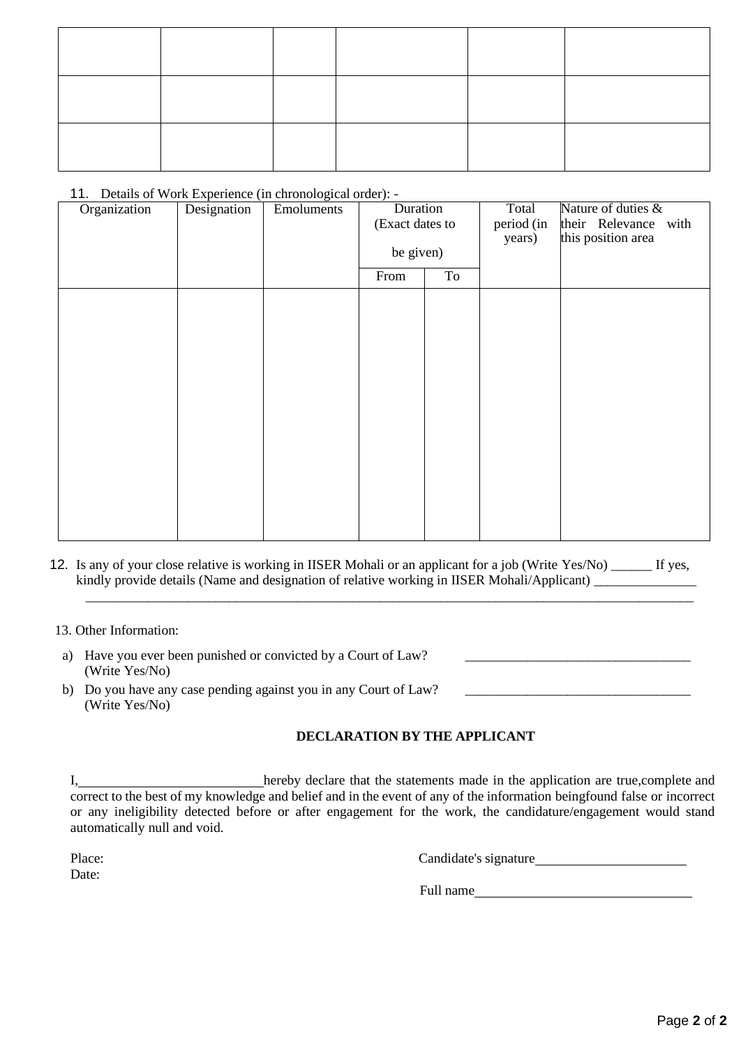| | | | | | |
|---|---|---|---|---|---|
| | | | | | |
| | | | | | |
| | | | | | |

11. Details of Work Experience (in chronological order): -

| Organization | Designation | Emoluments | Duration (Exact dates to be given) | | Total period (in years) | Nature of duties & their Relevance with this position area |
|---|---|---|---|---|---|---|
| | | | From | To | | |
| | | | | | | |

12. Is any of your close relative is working in IISER Mohali or an applicant for a job (Write Yes/No) ______ If yes, kindly provide details (Name and designation of relative working in IISER Mohali/Applicant) _______________
_____________________________________________________________________________________________

13. Other Information:

a) Have you ever been punished or convicted by a Court of Law? (Write Yes/No) _________________________________

b) Do you have any case pending against you in any Court of Law? (Write Yes/No) _________________________________

**DECLARATION BY THE APPLICANT**

I,___________________________hereby declare that the statements made in the application are true,complete and correct to the best of my knowledge and belief and in the event of any of the information beingfound false or incorrect or any ineligibility detected before or after engagement for the work, the candidature/engagement would stand automatically null and void.

Place:

Date:

Candidate's signature______________________

Full name________________________________